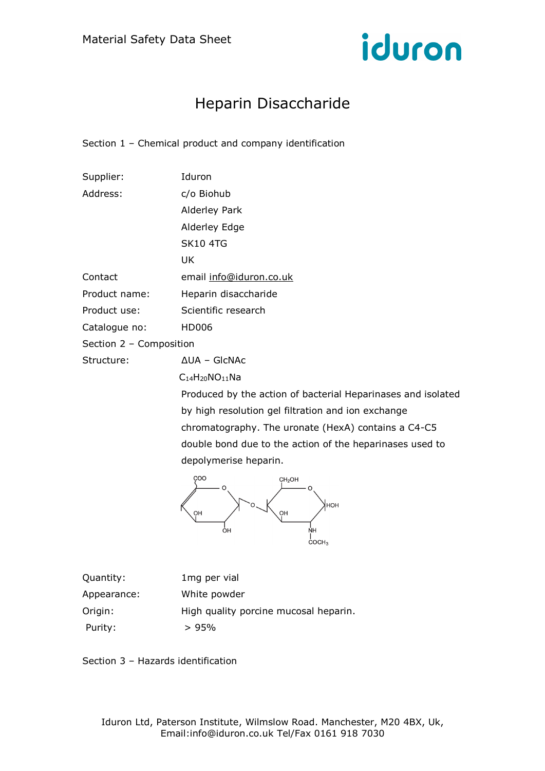Material Safety Data Sheet

# Heparin Disaccharide

## Section 1 – Chemical product and company identification

| | |
|---|---|
| Supplier: | Iduron |
| Address: | c/o Biohub<br>Alderley Park<br>Alderley Edge<br>SK10 4TG<br>UK |
| Contact | email info@iduron.co.uk |
| Product name: | Heparin disaccharide |
| Product use: | Scientific research |
| Catalogue no: | HD006 |

## Section 2 – Composition

Structure: ΔUA – GlcNAc

$C_{14}H_{20}NO_{11}Na$

Produced by the action of bacterial Heparinases and isolated by high resolution gel filtration and ion exchange chromatography. The uronate (HexA) contains a C4-C5 double bond due to the action of the heparinases used to depolymerise heparin.

| | |
|---|---|
| Quantity: | 1mg per vial |
| Appearance: | White powder |
| Origin: | High quality porcine mucosal heparin. |
| Purity: | > 95% |

## Section 3 – Hazards identification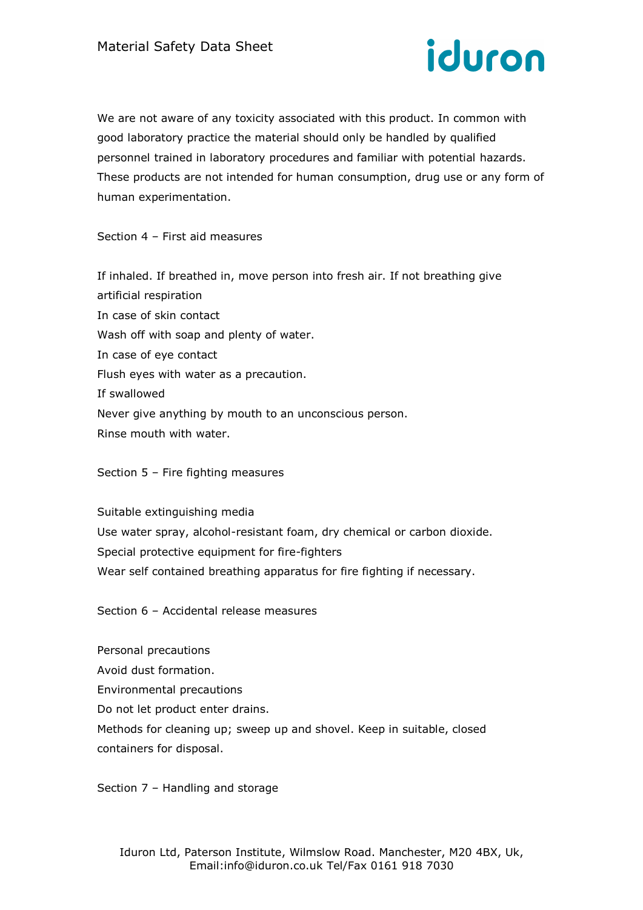We are not aware of any toxicity associated with this product. In common with good laboratory practice the material should only be handled by qualified personnel trained in laboratory procedures and familiar with potential hazards. These products are not intended for human consumption, drug use or any form of human experimentation.

## Section 4 – First aid measures

If inhaled. If breathed in, move person into fresh air. If not breathing give artificial respiration

In case of skin contact

Wash off with soap and plenty of water.

In case of eye contact

Flush eyes with water as a precaution.

If swallowed

Never give anything by mouth to an unconscious person.

Rinse mouth with water.

## Section 5 – Fire fighting measures

Suitable extinguishing media

Use water spray, alcohol-resistant foam, dry chemical or carbon dioxide.

Special protective equipment for fire-fighters

Wear self contained breathing apparatus for fire fighting if necessary.

## Section 6 – Accidental release measures

Personal precautions

Avoid dust formation.

Environmental precautions

Do not let product enter drains.

Methods for cleaning up; sweep up and shovel. Keep in suitable, closed containers for disposal.

## Section 7 – Handling and storage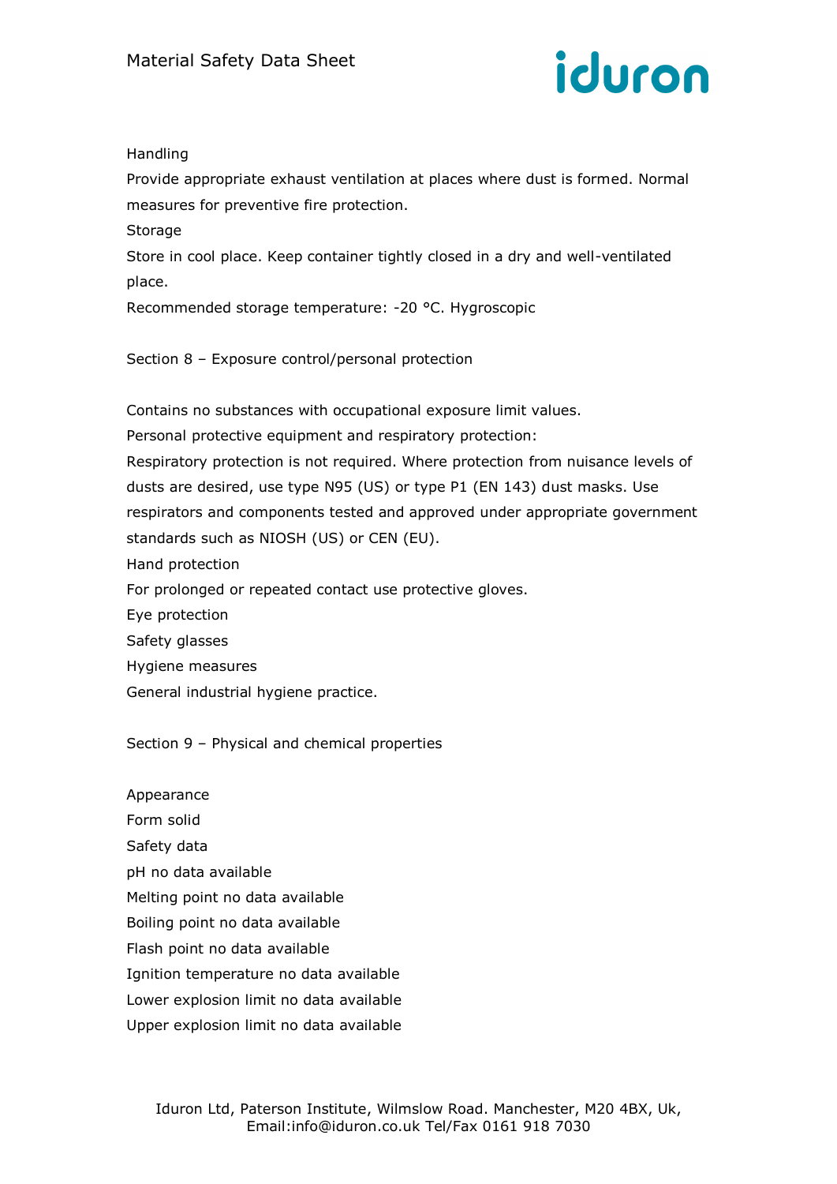Handling

Provide appropriate exhaust ventilation at places where dust is formed. Normal measures for preventive fire protection.

Storage

Store in cool place. Keep container tightly closed in a dry and well-ventilated place.

Recommended storage temperature: -20 °C. Hygroscopic

## Section 8 – Exposure control/personal protection

Contains no substances with occupational exposure limit values.

Personal protective equipment and respiratory protection:

Respiratory protection is not required. Where protection from nuisance levels of dusts are desired, use type N95 (US) or type P1 (EN 143) dust masks. Use respirators and components tested and approved under appropriate government standards such as NIOSH (US) or CEN (EU).

Hand protection

For prolonged or repeated contact use protective gloves.

Eye protection

Safety glasses

Hygiene measures

General industrial hygiene practice.

## Section 9 – Physical and chemical properties

Appearance

Form solid

Safety data

pH no data available

Melting point no data available

Boiling point no data available

Flash point no data available

Ignition temperature no data available

Lower explosion limit no data available

Upper explosion limit no data available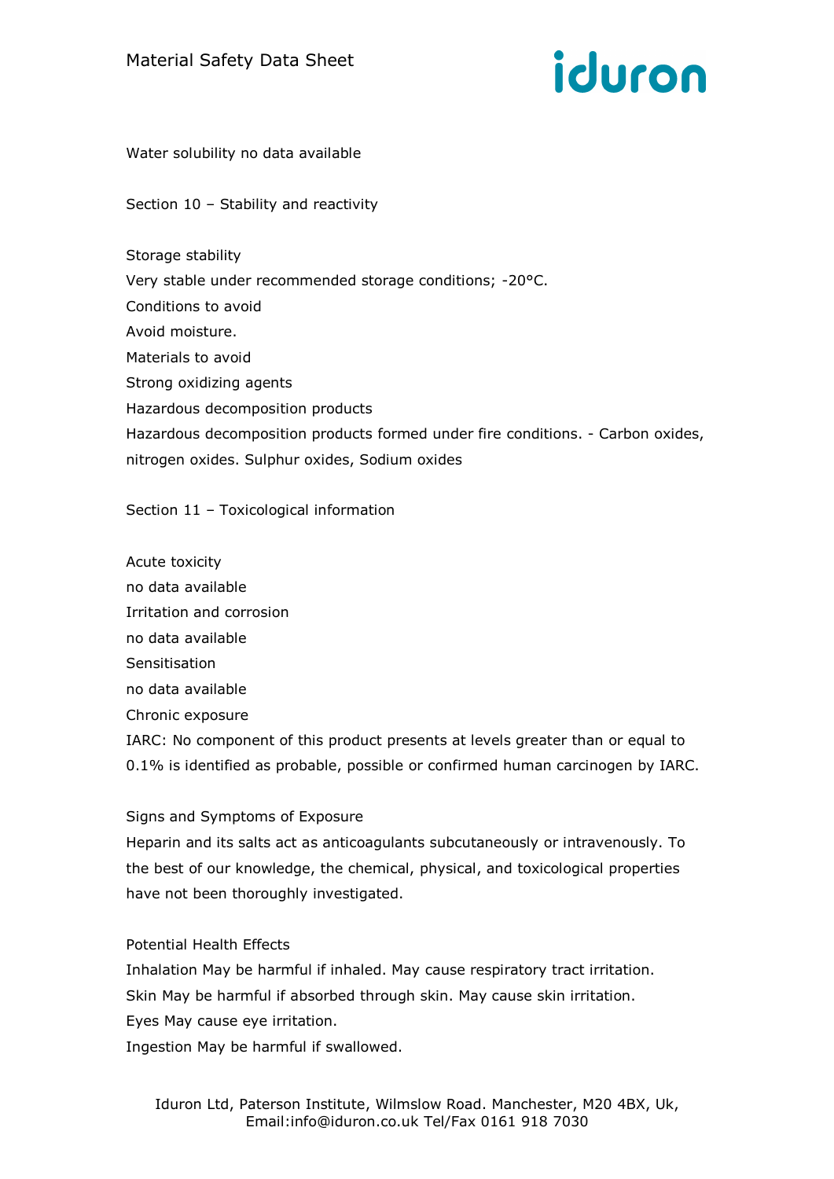Water solubility no data available

## Section 10 – Stability and reactivity

Storage stability
Very stable under recommended storage conditions; -20°C.
Conditions to avoid
Avoid moisture.
Materials to avoid
Strong oxidizing agents
Hazardous decomposition products
Hazardous decomposition products formed under fire conditions. - Carbon oxides, nitrogen oxides. Sulphur oxides, Sodium oxides

## Section 11 – Toxicological information

Acute toxicity
no data available
Irritation and corrosion
no data available
Sensitisation
no data available
Chronic exposure
IARC: No component of this product presents at levels greater than or equal to 0.1% is identified as probable, possible or confirmed human carcinogen by IARC.

Signs and Symptoms of Exposure
Heparin and its salts act as anticoagulants subcutaneously or intravenously. To the best of our knowledge, the chemical, physical, and toxicological properties have not been thoroughly investigated.

Potential Health Effects
Inhalation May be harmful if inhaled. May cause respiratory tract irritation.
Skin May be harmful if absorbed through skin. May cause skin irritation.
Eyes May cause eye irritation.
Ingestion May be harmful if swallowed.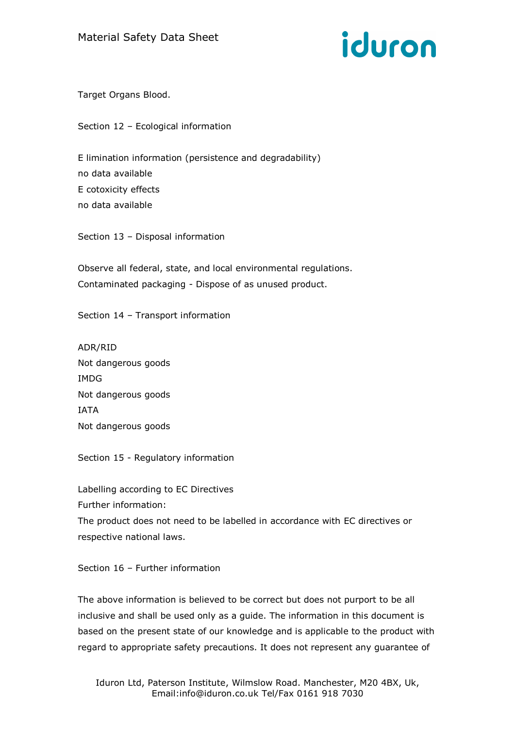Target Organs Blood.

## Section 12 – Ecological information

E limination information (persistence and degradability)
no data available
E cotoxicity effects
no data available

## Section 13 – Disposal information

Observe all federal, state, and local environmental regulations.
Contaminated packaging - Dispose of as unused product.

## Section 14 – Transport information

ADR/RID
Not dangerous goods
IMDG
Not dangerous goods
IATA
Not dangerous goods

## Section 15 - Regulatory information

Labelling according to EC Directives
Further information:
The product does not need to be labelled in accordance with EC directives or respective national laws.

## Section 16 – Further information

The above information is believed to be correct but does not purport to be all inclusive and shall be used only as a guide. The information in this document is based on the present state of our knowledge and is applicable to the product with regard to appropriate safety precautions. It does not represent any guarantee of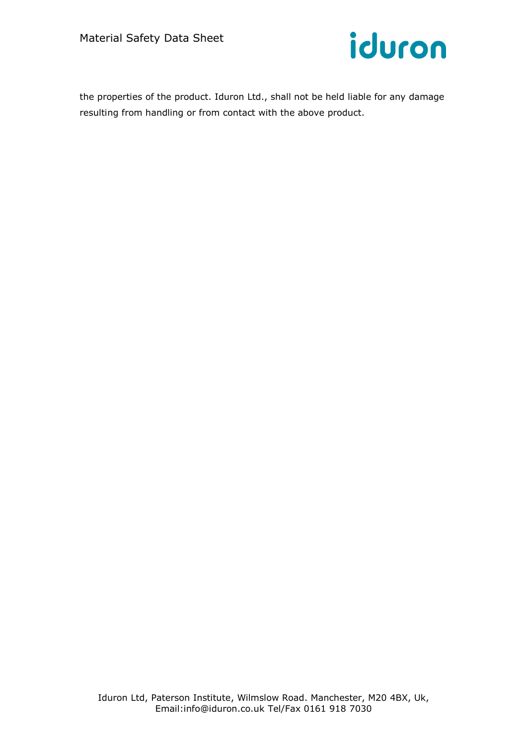the properties of the product. Iduron Ltd., shall not be held liable for any damage resulting from handling or from contact with the above product.